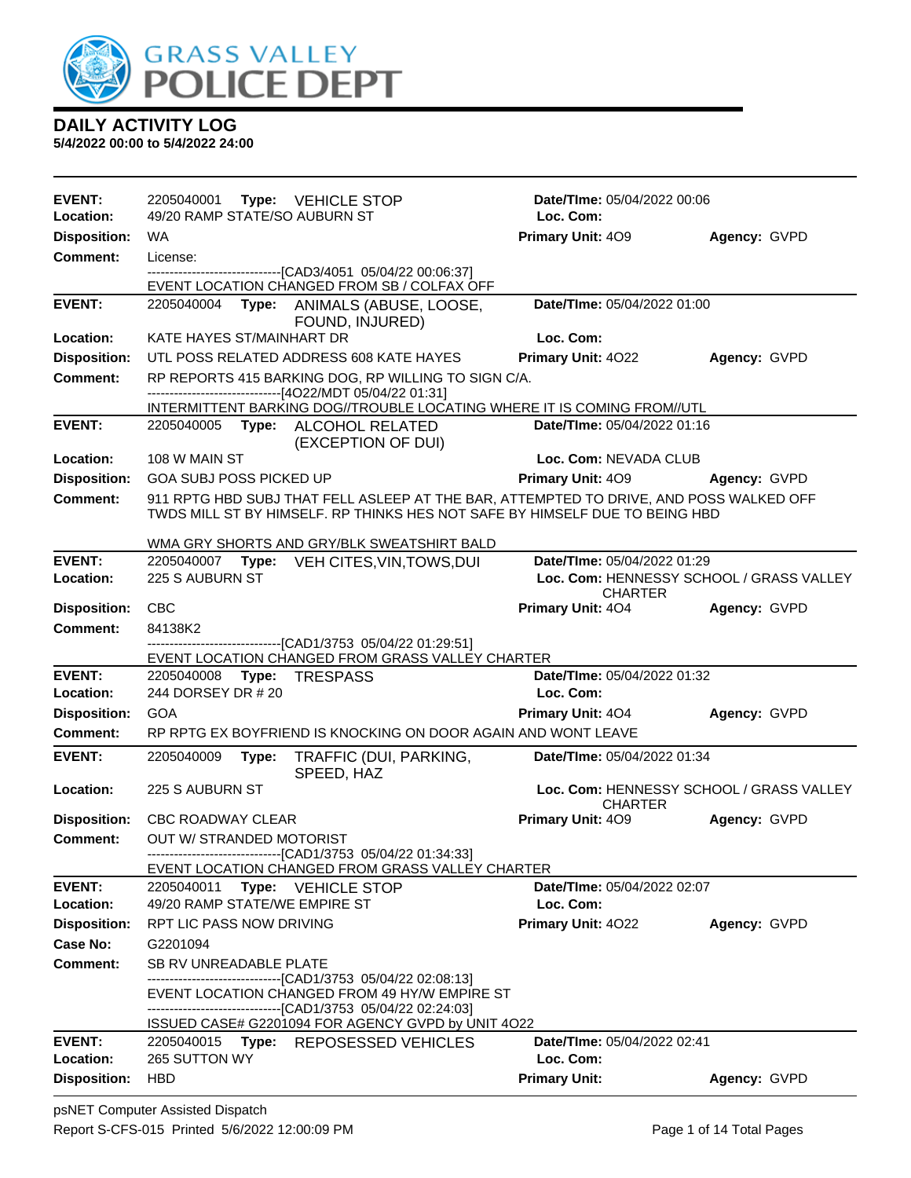# DAILY ACTIVITY LOG

**5/4/2022 00:00 to 5/4/2022 24:00**

---

**EVENT:** 2205040001 **Type:** VEHICLE STOP **Date/TIme:** 05/04/2022 00:06
**Location:** 49/20 RAMP STATE/SO AUBURN ST **Loc. Com:**
**Disposition:** WA **Primary Unit:** 4O9 **Agency:** GVPD
**Comment:** License:
------------------------------[CAD3/4051 05/04/22 00:06:37]
EVENT LOCATION CHANGED FROM SB / COLFAX OFF

---

**EVENT:** 2205040004 **Type:** ANIMALS (ABUSE, LOOSE, FOUND, INJURED) **Date/TIme:** 05/04/2022 01:00
**Location:** KATE HAYES ST/MAINHART DR **Loc. Com:**
**Disposition:** UTL POSS RELATED ADDRESS 608 KATE HAYES **Primary Unit:** 4O22 **Agency:** GVPD
**Comment:** RP REPORTS 415 BARKING DOG, RP WILLING TO SIGN C/A.
------------------------------[4O22/MDT 05/04/22 01:31]
INTERMITTENT BARKING DOG//TROUBLE LOCATING WHERE IT IS COMING FROM//UTL

---

**EVENT:** 2205040005 **Type:** ALCOHOL RELATED (EXCEPTION OF DUI) **Date/TIme:** 05/04/2022 01:16
**Location:** 108 W MAIN ST **Loc. Com:** NEVADA CLUB
**Disposition:** GOA SUBJ POSS PICKED UP **Primary Unit:** 4O9 **Agency:** GVPD
**Comment:** 911 RPTG HBD SUBJ THAT FELL ASLEEP AT THE BAR, ATTEMPTED TO DRIVE, AND POSS WALKED OFF TWDS MILL ST BY HIMSELF. RP THINKS HES NOT SAFE BY HIMSELF DUE TO BEING HBD

WMA GRY SHORTS AND GRY/BLK SWEATSHIRT BALD

---

**EVENT:** 2205040007 **Type:** VEH CITES,VIN,TOWS,DUI **Date/TIme:** 05/04/2022 01:29
**Location:** 225 S AUBURN ST **Loc. Com:** HENNESSY SCHOOL / GRASS VALLEY CHARTER
**Disposition:** CBC **Primary Unit:** 4O4 **Agency:** GVPD
**Comment:** 84138K2
------------------------------[CAD1/3753 05/04/22 01:29:51]
EVENT LOCATION CHANGED FROM GRASS VALLEY CHARTER

---

**EVENT:** 2205040008 **Type:** TRESPASS **Date/TIme:** 05/04/2022 01:32
**Location:** 244 DORSEY DR # 20 **Loc. Com:**
**Disposition:** GOA **Primary Unit:** 4O4 **Agency:** GVPD
**Comment:** RP RPTG EX BOYFRIEND IS KNOCKING ON DOOR AGAIN AND WONT LEAVE

---

**EVENT:** 2205040009 **Type:** TRAFFIC (DUI, PARKING, SPEED, HAZ **Date/TIme:** 05/04/2022 01:34
**Location:** 225 S AUBURN ST **Loc. Com:** HENNESSY SCHOOL / GRASS VALLEY CHARTER
**Disposition:** CBC ROADWAY CLEAR **Primary Unit:** 4O9 **Agency:** GVPD
**Comment:** OUT W/ STRANDED MOTORIST
------------------------------[CAD1/3753 05/04/22 01:34:33]
EVENT LOCATION CHANGED FROM GRASS VALLEY CHARTER

---

**EVENT:** 2205040011 **Type:** VEHICLE STOP **Date/TIme:** 05/04/2022 02:07
**Location:** 49/20 RAMP STATE/WE EMPIRE ST **Loc. Com:**
**Disposition:** RPT LIC PASS NOW DRIVING **Primary Unit:** 4O22 **Agency:** GVPD
**Case No:** G2201094
**Comment:** SB RV UNREADABLE PLATE
------------------------------[CAD1/3753 05/04/22 02:08:13]
EVENT LOCATION CHANGED FROM 49 HY/W EMPIRE ST
------------------------------[CAD1/3753 05/04/22 02:24:03]
ISSUED CASE# G2201094 FOR AGENCY GVPD by UNIT 4O22

---

**EVENT:** 2205040015 **Type:** REPOSESSED VEHICLES **Date/TIme:** 05/04/2022 02:41
**Location:** 265 SUTTON WY **Loc. Com:**
**Disposition:** HBD **Primary Unit:** **Agency:** GVPD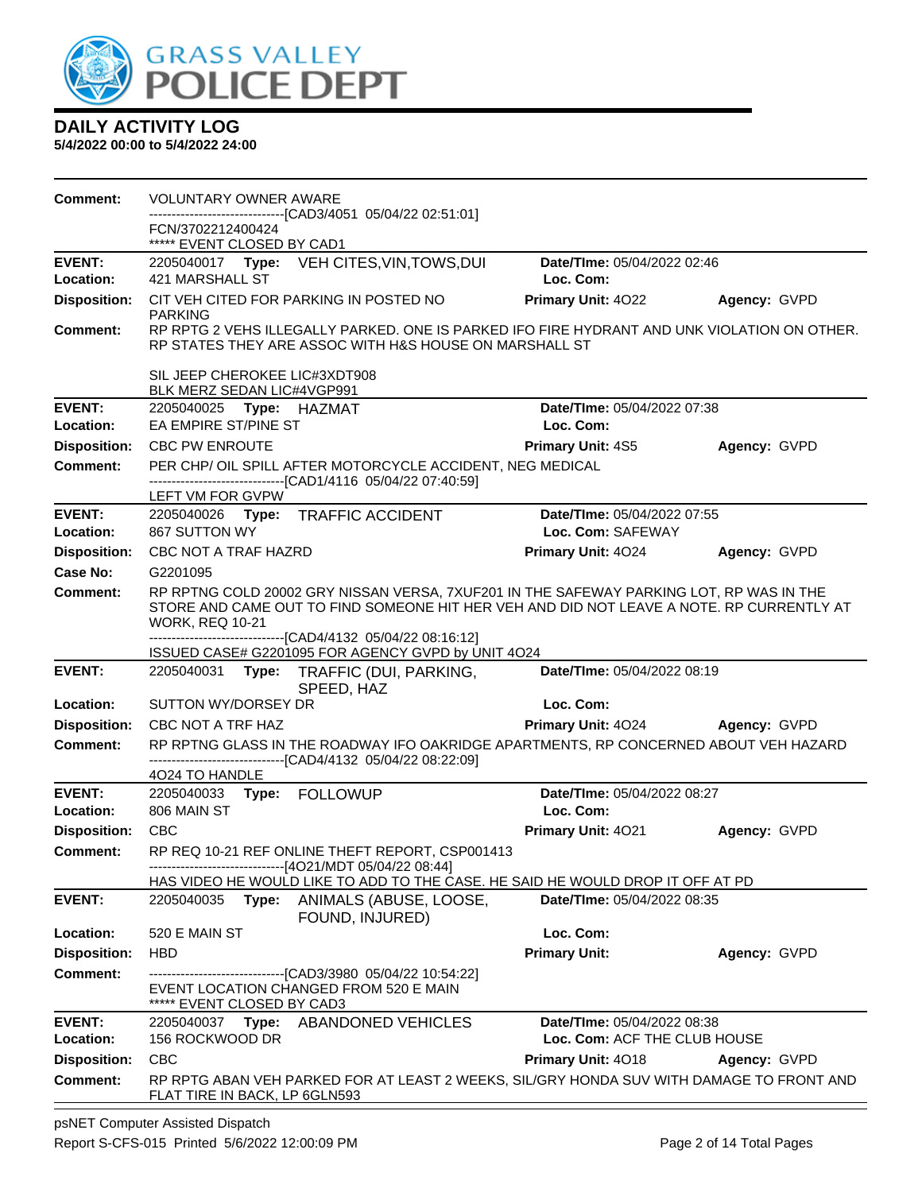# DAILY ACTIVITY LOG

**5/4/2022 00:00 to 5/4/2022 24:00**

**Comment:** VOLUNTARY OWNER AWARE
------------------------------[CAD3/4051 05/04/22 02:51:01]
FCN/3702212400424
***** EVENT CLOSED BY CAD1

---

**EVENT:** 2205040017 **Type:** VEH CITES,VIN,TOWS,DUI **Date/TIme:** 05/04/2022 02:46
**Location:** 421 MARSHALL ST **Loc. Com:**
**Disposition:** CIT VEH CITED FOR PARKING IN POSTED NO PARKING **Primary Unit:** 4O22 **Agency:** GVPD
**Comment:** RP RPTG 2 VEHS ILLEGALLY PARKED. ONE IS PARKED IFO FIRE HYDRANT AND UNK VIOLATION ON OTHER. RP STATES THEY ARE ASSOC WITH H&S HOUSE ON MARSHALL ST

SIL JEEP CHEROKEE LIC#3XDT908
BLK MERZ SEDAN LIC#4VGP991

---

**EVENT:** 2205040025 **Type:** HAZMAT **Date/TIme:** 05/04/2022 07:38
**Location:** EA EMPIRE ST/PINE ST **Loc. Com:**
**Disposition:** CBC PW ENROUTE **Primary Unit:** 4S5 **Agency:** GVPD
**Comment:** PER CHP/ OIL SPILL AFTER MOTORCYCLE ACCIDENT, NEG MEDICAL
------------------------------[CAD1/4116 05/04/22 07:40:59]
LEFT VM FOR GVPW

---

**EVENT:** 2205040026 **Type:** TRAFFIC ACCIDENT **Date/TIme:** 05/04/2022 07:55
**Location:** 867 SUTTON WY **Loc. Com:** SAFEWAY
**Disposition:** CBC NOT A TRAF HAZRD **Primary Unit:** 4O24 **Agency:** GVPD
**Case No:** G2201095
**Comment:** RP RPTNG COLD 20002 GRY NISSAN VERSA, 7XUF201 IN THE SAFEWAY PARKING LOT, RP WAS IN THE STORE AND CAME OUT TO FIND SOMEONE HIT HER VEH AND DID NOT LEAVE A NOTE. RP CURRENTLY AT WORK, REQ 10-21
------------------------------[CAD4/4132 05/04/22 08:16:12]
ISSUED CASE# G2201095 FOR AGENCY GVPD by UNIT 4O24

---

**EVENT:** 2205040031 **Type:** TRAFFIC (DUI, PARKING, SPEED, HAZ **Date/TIme:** 05/04/2022 08:19
**Location:** SUTTON WY/DORSEY DR **Loc. Com:**
**Disposition:** CBC NOT A TRF HAZ **Primary Unit:** 4O24 **Agency:** GVPD
**Comment:** RP RPTNG GLASS IN THE ROADWAY IFO OAKRIDGE APARTMENTS, RP CONCERNED ABOUT VEH HAZARD
------------------------------[CAD4/4132 05/04/22 08:22:09]
4O24 TO HANDLE

---

**EVENT:** 2205040033 **Type:** FOLLOWUP **Date/TIme:** 05/04/2022 08:27
**Location:** 806 MAIN ST **Loc. Com:**
**Disposition:** CBC **Primary Unit:** 4O21 **Agency:** GVPD
**Comment:** RP REQ 10-21 REF ONLINE THEFT REPORT, CSP001413
------------------------------[4O21/MDT 05/04/22 08:44]
HAS VIDEO HE WOULD LIKE TO ADD TO THE CASE. HE SAID HE WOULD DROP IT OFF AT PD

---

**EVENT:** 2205040035 **Type:** ANIMALS (ABUSE, LOOSE, FOUND, INJURED) **Date/TIme:** 05/04/2022 08:35
**Location:** 520 E MAIN ST **Loc. Com:**
**Disposition:** HBD **Primary Unit:** **Agency:** GVPD
**Comment:** ------------------------------[CAD3/3980 05/04/22 10:54:22]
EVENT LOCATION CHANGED FROM 520 E MAIN
***** EVENT CLOSED BY CAD3

---

**EVENT:** 2205040037 **Type:** ABANDONED VEHICLES **Date/TIme:** 05/04/2022 08:38
**Location:** 156 ROCKWOOD DR **Loc. Com:** ACF THE CLUB HOUSE
**Disposition:** CBC **Primary Unit:** 4O18 **Agency:** GVPD
**Comment:** RP RPTG ABAN VEH PARKED FOR AT LEAST 2 WEEKS, SIL/GRY HONDA SUV WITH DAMAGE TO FRONT AND FLAT TIRE IN BACK, LP 6GLN593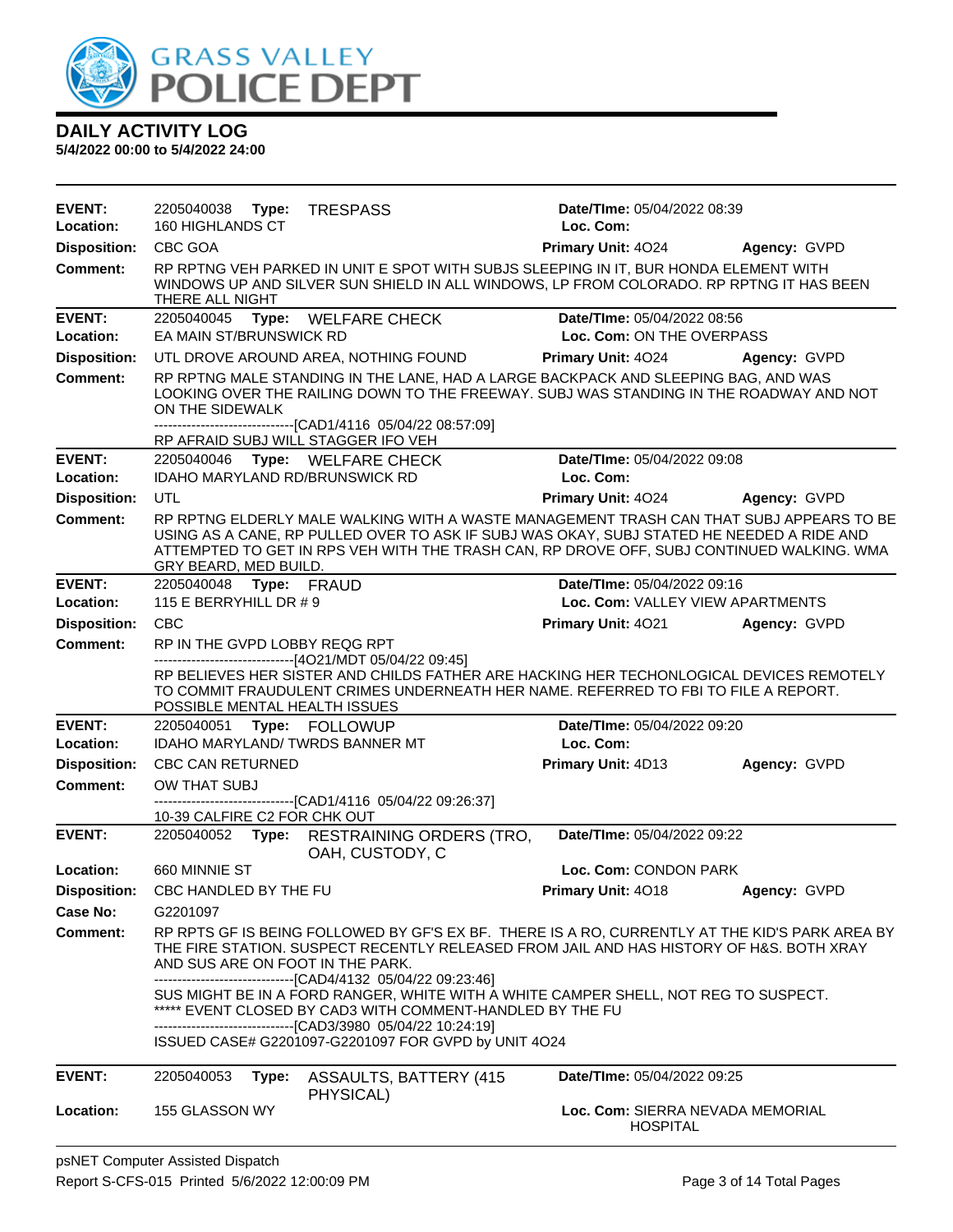# DAILY ACTIVITY LOG

**5/4/2022 00:00 to 5/4/2022 24:00**

---

**EVENT:** 2205040038 **Type:** TRESPASS **Date/TIme:** 05/04/2022 08:39
**Location:** 160 HIGHLANDS CT **Loc. Com:**
**Disposition:** CBC GOA **Primary Unit:** 4O24 **Agency:** GVPD
**Comment:** RP RPTNG VEH PARKED IN UNIT E SPOT WITH SUBJS SLEEPING IN IT, BUR HONDA ELEMENT WITH WINDOWS UP AND SILVER SUN SHIELD IN ALL WINDOWS, LP FROM COLORADO. RP RPTNG IT HAS BEEN THERE ALL NIGHT

---

**EVENT:** 2205040045 **Type:** WELFARE CHECK **Date/TIme:** 05/04/2022 08:56
**Location:** EA MAIN ST/BRUNSWICK RD **Loc. Com:** ON THE OVERPASS
**Disposition:** UTL DROVE AROUND AREA, NOTHING FOUND **Primary Unit:** 4O24 **Agency:** GVPD
**Comment:** RP RPTNG MALE STANDING IN THE LANE, HAD A LARGE BACKPACK AND SLEEPING BAG, AND WAS LOOKING OVER THE RAILING DOWN TO THE FREEWAY. SUBJ WAS STANDING IN THE ROADWAY AND NOT ON THE SIDEWALK
------------------------------[CAD1/4116 05/04/22 08:57:09]
RP AFRAID SUBJ WILL STAGGER IFO VEH

---

**EVENT:** 2205040046 **Type:** WELFARE CHECK **Date/TIme:** 05/04/2022 09:08
**Location:** IDAHO MARYLAND RD/BRUNSWICK RD **Loc. Com:**
**Disposition:** UTL **Primary Unit:** 4O24 **Agency:** GVPD
**Comment:** RP RPTNG ELDERLY MALE WALKING WITH A WASTE MANAGEMENT TRASH CAN THAT SUBJ APPEARS TO BE USING AS A CANE, RP PULLED OVER TO ASK IF SUBJ WAS OKAY, SUBJ STATED HE NEEDED A RIDE AND ATTEMPTED TO GET IN RPS VEH WITH THE TRASH CAN, RP DROVE OFF, SUBJ CONTINUED WALKING. WMA GRY BEARD, MED BUILD.

---

**EVENT:** 2205040048 **Type:** FRAUD **Date/TIme:** 05/04/2022 09:16
**Location:** 115 E BERRYHILL DR # 9 **Loc. Com:** VALLEY VIEW APARTMENTS
**Disposition:** CBC **Primary Unit:** 4O21 **Agency:** GVPD
**Comment:** RP IN THE GVPD LOBBY REQG RPT
------------------------------[4O21/MDT 05/04/22 09:45]
RP BELIEVES HER SISTER AND CHILDS FATHER ARE HACKING HER TECHONLOGICAL DEVICES REMOTELY TO COMMIT FRAUDULENT CRIMES UNDERNEATH HER NAME. REFERRED TO FBI TO FILE A REPORT. POSSIBLE MENTAL HEALTH ISSUES

---

**EVENT:** 2205040051 **Type:** FOLLOWUP **Date/TIme:** 05/04/2022 09:20
**Location:** IDAHO MARYLAND/ TWRDS BANNER MT **Loc. Com:**
**Disposition:** CBC CAN RETURNED **Primary Unit:** 4D13 **Agency:** GVPD
**Comment:** OW THAT SUBJ
------------------------------[CAD1/4116 05/04/22 09:26:37]
10-39 CALFIRE C2 FOR CHK OUT

---

**EVENT:** 2205040052 **Type:** RESTRAINING ORDERS (TRO, OAH, CUSTODY, C **Date/TIme:** 05/04/2022 09:22
**Location:** 660 MINNIE ST **Loc. Com:** CONDON PARK
**Disposition:** CBC HANDLED BY THE FU **Primary Unit:** 4O18 **Agency:** GVPD
**Case No:** G2201097
**Comment:** RP RPTS GF IS BEING FOLLOWED BY GF'S EX BF. THERE IS A RO, CURRENTLY AT THE KID'S PARK AREA BY THE FIRE STATION. SUSPECT RECENTLY RELEASED FROM JAIL AND HAS HISTORY OF H&S. BOTH XRAY AND SUS ARE ON FOOT IN THE PARK.
------------------------------[CAD4/4132 05/04/22 09:23:46]
SUS MIGHT BE IN A FORD RANGER, WHITE WITH A WHITE CAMPER SHELL, NOT REG TO SUSPECT.
***** EVENT CLOSED BY CAD3 WITH COMMENT-HANDLED BY THE FU
------------------------------[CAD3/3980 05/04/22 10:24:19]
ISSUED CASE# G2201097-G2201097 FOR GVPD by UNIT 4O24

---

**EVENT:** 2205040053 **Type:** ASSAULTS, BATTERY (415 PHYSICAL) **Date/TIme:** 05/04/2022 09:25
**Location:** 155 GLASSON WY **Loc. Com:** SIERRA NEVADA MEMORIAL HOSPITAL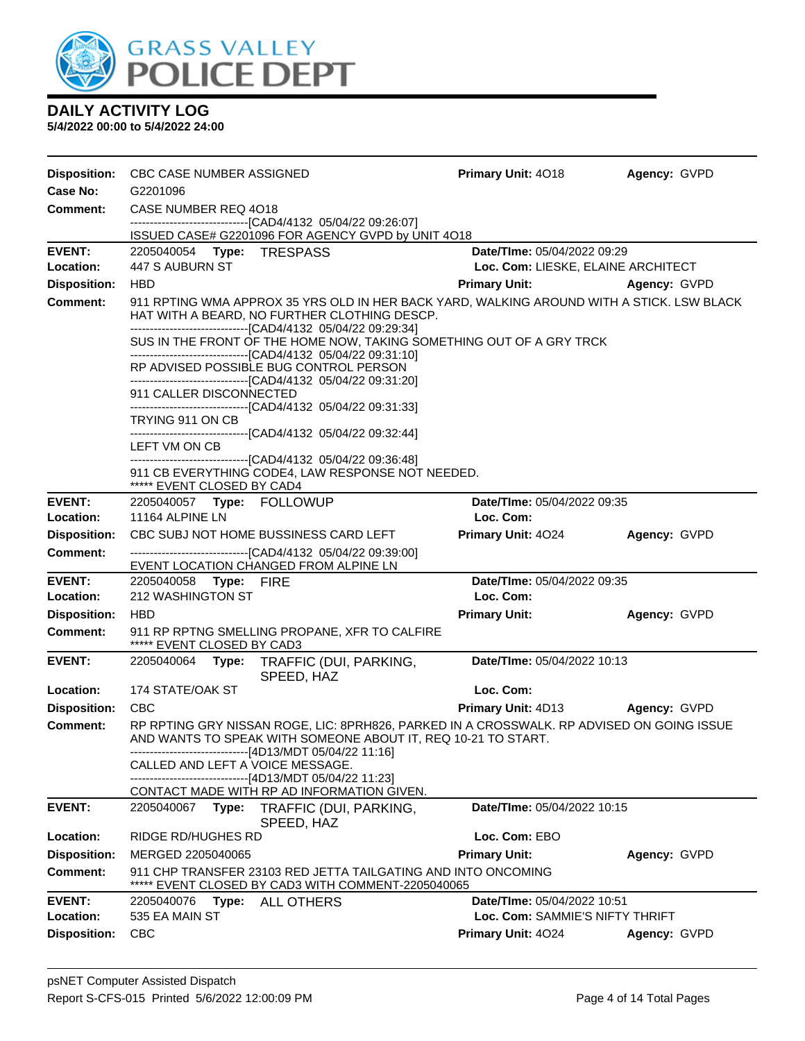# DAILY ACTIVITY LOG

**5/4/2022 00:00 to 5/4/2022 24:00**

**Disposition:** CBC CASE NUMBER ASSIGNED **Primary Unit:** 4O18 **Agency:** GVPD
**Case No:** G2201096
**Comment:** CASE NUMBER REQ 4O18
------------------------------[CAD4/4132 05/04/22 09:26:07]
ISSUED CASE# G2201096 FOR AGENCY GVPD by UNIT 4O18

---

**EVENT:** 2205040054 **Type:** TRESPASS **Date/TIme:** 05/04/2022 09:29
**Location:** 447 S AUBURN ST **Loc. Com:** LIESKE, ELAINE ARCHITECT
**Disposition:** HBD **Primary Unit:** **Agency:** GVPD
**Comment:** 911 RPTING WMA APPROX 35 YRS OLD IN HER BACK YARD, WALKING AROUND WITH A STICK. LSW BLACK HAT WITH A BEARD, NO FURTHER CLOTHING DESCP.
------------------------------[CAD4/4132 05/04/22 09:29:34]
SUS IN THE FRONT OF THE HOME NOW, TAKING SOMETHING OUT OF A GRY TRCK
------------------------------[CAD4/4132 05/04/22 09:31:10]
RP ADVISED POSSIBLE BUG CONTROL PERSON
------------------------------[CAD4/4132 05/04/22 09:31:20]
911 CALLER DISCONNECTED
------------------------------[CAD4/4132 05/04/22 09:31:33]
TRYING 911 ON CB
------------------------------[CAD4/4132 05/04/22 09:32:44]
LEFT VM ON CB
------------------------------[CAD4/4132 05/04/22 09:36:48]
911 CB EVERYTHING CODE4, LAW RESPONSE NOT NEEDED.
***** EVENT CLOSED BY CAD4

---

**EVENT:** 2205040057 **Type:** FOLLOWUP **Date/TIme:** 05/04/2022 09:35
**Location:** 11164 ALPINE LN **Loc. Com:**
**Disposition:** CBC SUBJ NOT HOME BUSSINESS CARD LEFT **Primary Unit:** 4O24 **Agency:** GVPD
**Comment:** ------------------------------[CAD4/4132 05/04/22 09:39:00]
EVENT LOCATION CHANGED FROM ALPINE LN

---

**EVENT:** 2205040058 **Type:** FIRE **Date/TIme:** 05/04/2022 09:35
**Location:** 212 WASHINGTON ST **Loc. Com:**
**Disposition:** HBD **Primary Unit:** **Agency:** GVPD
**Comment:** 911 RP RPTNG SMELLING PROPANE, XFR TO CALFIRE
***** EVENT CLOSED BY CAD3

---

**EVENT:** 2205040064 **Type:** TRAFFIC (DUI, PARKING, SPEED, HAZ **Date/TIme:** 05/04/2022 10:13
**Location:** 174 STATE/OAK ST **Loc. Com:**
**Disposition:** CBC **Primary Unit:** 4D13 **Agency:** GVPD
**Comment:** RP RPTING GRY NISSAN ROGE, LIC: 8PRH826, PARKED IN A CROSSWALK. RP ADVISED ON GOING ISSUE AND WANTS TO SPEAK WITH SOMEONE ABOUT IT, REQ 10-21 TO START.
------------------------------[4D13/MDT 05/04/22 11:16]
CALLED AND LEFT A VOICE MESSAGE.
------------------------------[4D13/MDT 05/04/22 11:23]
CONTACT MADE WITH RP AD INFORMATION GIVEN.

---

**EVENT:** 2205040067 **Type:** TRAFFIC (DUI, PARKING, SPEED, HAZ **Date/TIme:** 05/04/2022 10:15
**Location:** RIDGE RD/HUGHES RD **Loc. Com:** EBO
**Disposition:** MERGED 2205040065 **Primary Unit:** **Agency:** GVPD
**Comment:** 911 CHP TRANSFER 23103 RED JETTA TAILGATING AND INTO ONCOMING
***** EVENT CLOSED BY CAD3 WITH COMMENT-2205040065

---

**EVENT:** 2205040076 **Type:** ALL OTHERS **Date/TIme:** 05/04/2022 10:51
**Location:** 535 EA MAIN ST **Loc. Com:** SAMMIE'S NIFTY THRIFT
**Disposition:** CBC **Primary Unit:** 4O24 **Agency:** GVPD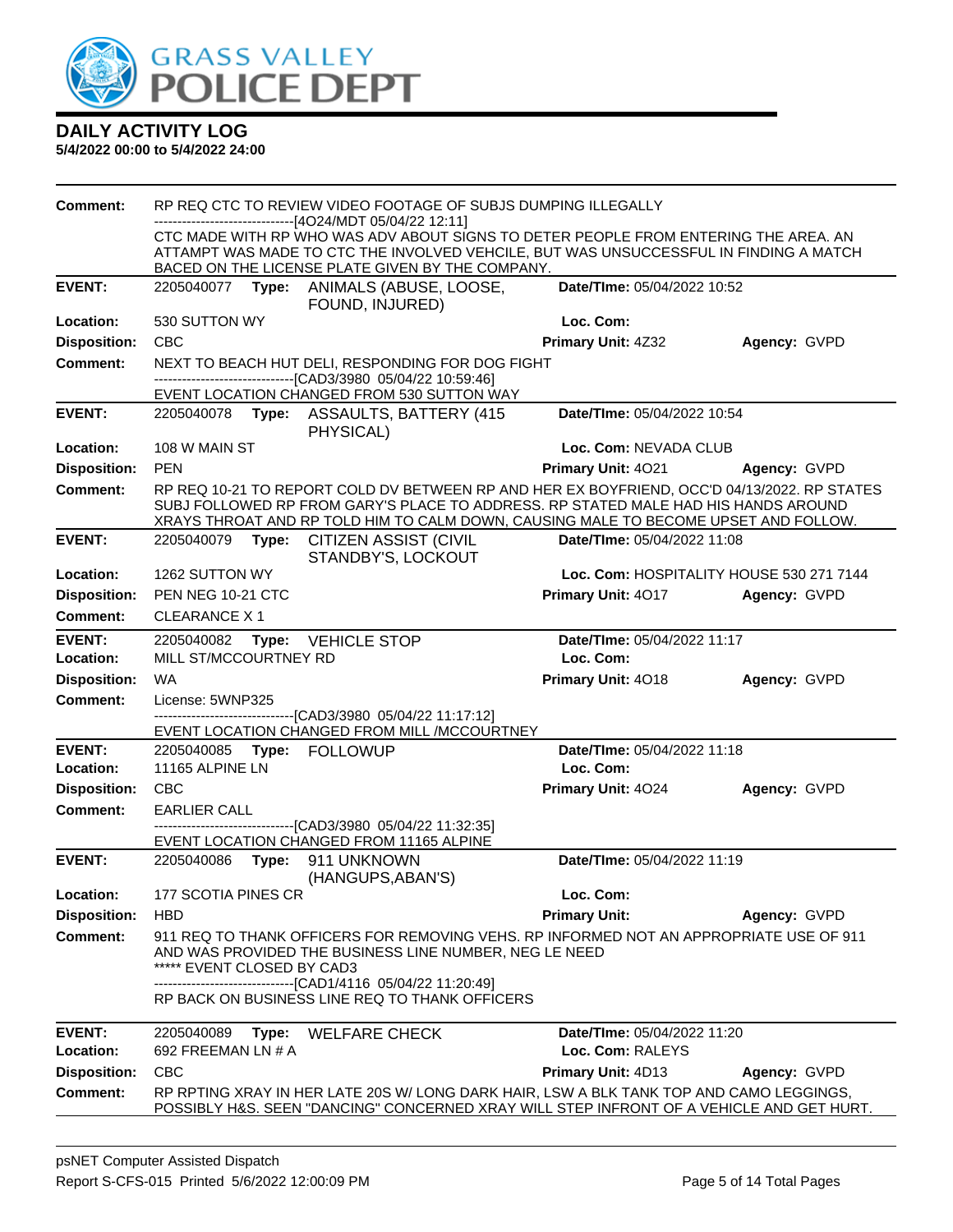**DAILY ACTIVITY LOG**

**5/4/2022 00:00 to 5/4/2022 24:00**

**Comment:** RP REQ CTC TO REVIEW VIDEO FOOTAGE OF SUBJS DUMPING ILLEGALLY
------------------------------[4O24/MDT 05/04/22 12:11]
CTC MADE WITH RP WHO WAS ADV ABOUT SIGNS TO DETER PEOPLE FROM ENTERING THE AREA. AN ATTAMPT WAS MADE TO CTC THE INVOLVED VEHCILE, BUT WAS UNSUCCESSFUL IN FINDING A MATCH BACED ON THE LICENSE PLATE GIVEN BY THE COMPANY.

---

**EVENT:** 2205040077 **Type:** ANIMALS (ABUSE, LOOSE, FOUND, INJURED) **Date/TIme:** 05/04/2022 10:52
**Location:** 530 SUTTON WY **Loc. Com:**
**Disposition:** CBC **Primary Unit:** 4Z32 **Agency:** GVPD
**Comment:** NEXT TO BEACH HUT DELI, RESPONDING FOR DOG FIGHT
------------------------------[CAD3/3980 05/04/22 10:59:46]
EVENT LOCATION CHANGED FROM 530 SUTTON WAY

---

**EVENT:** 2205040078 **Type:** ASSAULTS, BATTERY (415 PHYSICAL) **Date/TIme:** 05/04/2022 10:54
**Location:** 108 W MAIN ST **Loc. Com:** NEVADA CLUB
**Disposition:** PEN **Primary Unit:** 4O21 **Agency:** GVPD
**Comment:** RP REQ 10-21 TO REPORT COLD DV BETWEEN RP AND HER EX BOYFRIEND, OCC'D 04/13/2022. RP STATES SUBJ FOLLOWED RP FROM GARY'S PLACE TO ADDRESS. RP STATED MALE HAD HIS HANDS AROUND XRAYS THROAT AND RP TOLD HIM TO CALM DOWN, CAUSING MALE TO BECOME UPSET AND FOLLOW.

---

**EVENT:** 2205040079 **Type:** CITIZEN ASSIST (CIVIL STANDBY'S, LOCKOUT **Date/TIme:** 05/04/2022 11:08
**Location:** 1262 SUTTON WY **Loc. Com:** HOSPITALITY HOUSE 530 271 7144
**Disposition:** PEN NEG 10-21 CTC **Primary Unit:** 4O17 **Agency:** GVPD
**Comment:** CLEARANCE X 1

---

**EVENT:** 2205040082 **Type:** VEHICLE STOP **Date/TIme:** 05/04/2022 11:17
**Location:** MILL ST/MCCOURTNEY RD **Loc. Com:**
**Disposition:** WA **Primary Unit:** 4O18 **Agency:** GVPD
**Comment:** License: 5WNP325
------------------------------[CAD3/3980 05/04/22 11:17:12]
EVENT LOCATION CHANGED FROM MILL /MCCOURTNEY

---

**EVENT:** 2205040085 **Type:** FOLLOWUP **Date/TIme:** 05/04/2022 11:18
**Location:** 11165 ALPINE LN **Loc. Com:**
**Disposition:** CBC **Primary Unit:** 4O24 **Agency:** GVPD
**Comment:** EARLIER CALL
------------------------------[CAD3/3980 05/04/22 11:32:35]
EVENT LOCATION CHANGED FROM 11165 ALPINE

---

**EVENT:** 2205040086 **Type:** 911 UNKNOWN (HANGUPS,ABAN'S) **Date/TIme:** 05/04/2022 11:19
**Location:** 177 SCOTIA PINES CR **Loc. Com:**
**Disposition:** HBD **Primary Unit:** **Agency:** GVPD
**Comment:** 911 REQ TO THANK OFFICERS FOR REMOVING VEHS. RP INFORMED NOT AN APPROPRIATE USE OF 911 AND WAS PROVIDED THE BUSINESS LINE NUMBER, NEG LE NEED
***** EVENT CLOSED BY CAD3
------------------------------[CAD1/4116 05/04/22 11:20:49]
RP BACK ON BUSINESS LINE REQ TO THANK OFFICERS

---

**EVENT:** 2205040089 **Type:** WELFARE CHECK **Date/TIme:** 05/04/2022 11:20
**Location:** 692 FREEMAN LN # A **Loc. Com:** RALEYS
**Disposition:** CBC **Primary Unit:** 4D13 **Agency:** GVPD
**Comment:** RP RPTING XRAY IN HER LATE 20S W/ LONG DARK HAIR, LSW A BLK TANK TOP AND CAMO LEGGINGS, POSSIBLY H&S. SEEN "DANCING" CONCERNED XRAY WILL STEP INFRONT OF A VEHICLE AND GET HURT.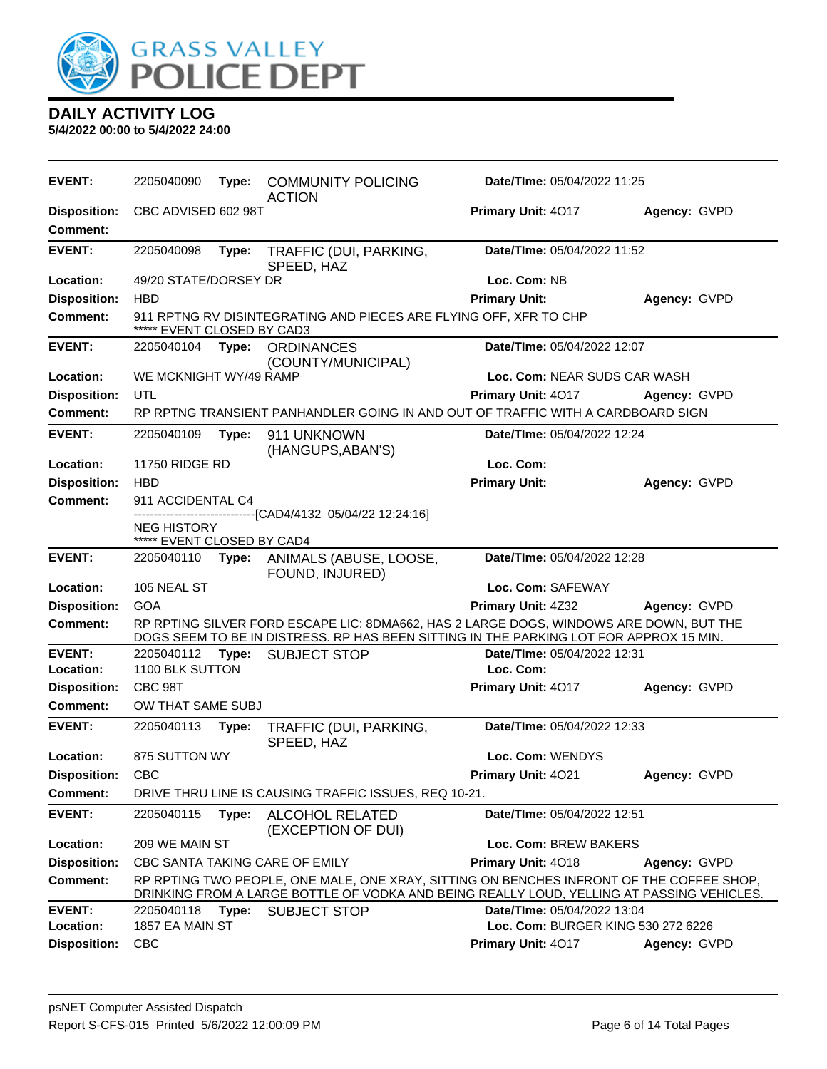# GRASS VALLEY POLICE DEPT

## DAILY ACTIVITY LOG

**5/4/2022 00:00 to 5/4/2022 24:00**

---

**EVENT:** 2205040090 **Type:** COMMUNITY POLICING ACTION **Date/TIme:** 05/04/2022 11:25
**Disposition:** CBC ADVISED 602 98T **Primary Unit:** 4O17 **Agency:** GVPD
**Comment:**

---

**EVENT:** 2205040098 **Type:** TRAFFIC (DUI, PARKING, SPEED, HAZ **Date/TIme:** 05/04/2022 11:52
**Location:** 49/20 STATE/DORSEY DR **Loc. Com:** NB
**Disposition:** HBD **Primary Unit:** **Agency:** GVPD
**Comment:** 911 RPTNG RV DISINTEGRATING AND PIECES ARE FLYING OFF, XFR TO CHP
***** EVENT CLOSED BY CAD3

---

**EVENT:** 2205040104 **Type:** ORDINANCES (COUNTY/MUNICIPAL) **Date/TIme:** 05/04/2022 12:07
**Location:** WE MCKNIGHT WY/49 RAMP **Loc. Com:** NEAR SUDS CAR WASH
**Disposition:** UTL **Primary Unit:** 4O17 **Agency:** GVPD
**Comment:** RP RPTNG TRANSIENT PANHANDLER GOING IN AND OUT OF TRAFFIC WITH A CARDBOARD SIGN

---

**EVENT:** 2205040109 **Type:** 911 UNKNOWN (HANGUPS,ABAN'S) **Date/TIme:** 05/04/2022 12:24
**Location:** 11750 RIDGE RD **Loc. Com:**
**Disposition:** HBD **Primary Unit:** **Agency:** GVPD
**Comment:** 911 ACCIDENTAL C4
------------------------------[CAD4/4132 05/04/22 12:24:16]
NEG HISTORY
***** EVENT CLOSED BY CAD4

---

**EVENT:** 2205040110 **Type:** ANIMALS (ABUSE, LOOSE, FOUND, INJURED) **Date/TIme:** 05/04/2022 12:28
**Location:** 105 NEAL ST **Loc. Com:** SAFEWAY
**Disposition:** GOA **Primary Unit:** 4Z32 **Agency:** GVPD
**Comment:** RP RPTING SILVER FORD ESCAPE LIC: 8DMA662, HAS 2 LARGE DOGS, WINDOWS ARE DOWN, BUT THE DOGS SEEM TO BE IN DISTRESS. RP HAS BEEN SITTING IN THE PARKING LOT FOR APPROX 15 MIN.

---

**EVENT:** 2205040112 **Type:** SUBJECT STOP **Date/TIme:** 05/04/2022 12:31
**Location:** 1100 BLK SUTTON **Loc. Com:**
**Disposition:** CBC 98T **Primary Unit:** 4O17 **Agency:** GVPD
**Comment:** OW THAT SAME SUBJ

---

**EVENT:** 2205040113 **Type:** TRAFFIC (DUI, PARKING, SPEED, HAZ **Date/TIme:** 05/04/2022 12:33
**Location:** 875 SUTTON WY **Loc. Com:** WENDYS
**Disposition:** CBC **Primary Unit:** 4O21 **Agency:** GVPD
**Comment:** DRIVE THRU LINE IS CAUSING TRAFFIC ISSUES, REQ 10-21.

---

**EVENT:** 2205040115 **Type:** ALCOHOL RELATED (EXCEPTION OF DUI) **Date/TIme:** 05/04/2022 12:51
**Location:** 209 WE MAIN ST **Loc. Com:** BREW BAKERS
**Disposition:** CBC SANTA TAKING CARE OF EMILY **Primary Unit:** 4O18 **Agency:** GVPD
**Comment:** RP RPTING TWO PEOPLE, ONE MALE, ONE XRAY, SITTING ON BENCHES INFRONT OF THE COFFEE SHOP, DRINKING FROM A LARGE BOTTLE OF VODKA AND BEING REALLY LOUD, YELLING AT PASSING VEHICLES.

---

**EVENT:** 2205040118 **Type:** SUBJECT STOP **Date/TIme:** 05/04/2022 13:04
**Location:** 1857 EA MAIN ST **Loc. Com:** BURGER KING 530 272 6226
**Disposition:** CBC **Primary Unit:** 4O17 **Agency:** GVPD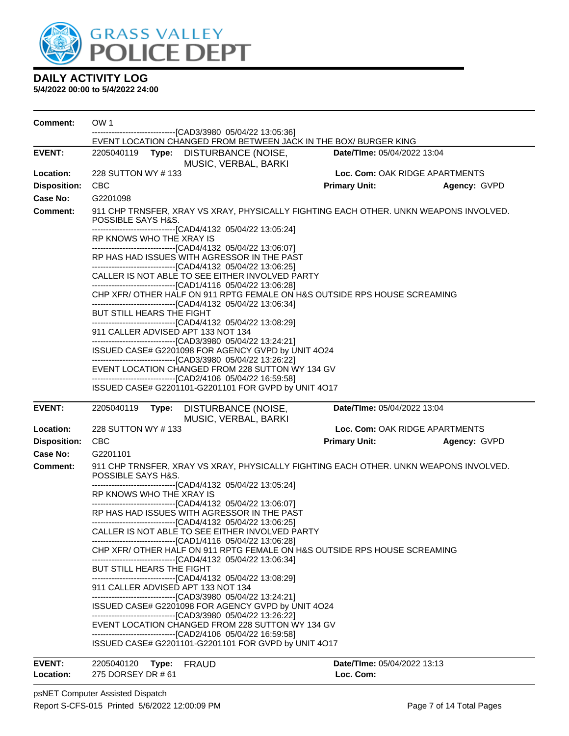# DAILY ACTIVITY LOG

**5/4/2022 00:00 to 5/4/2022 24:00**

**Comment:** OW 1
-------------------------------[CAD3/3980 05/04/22 13:05:36]
EVENT LOCATION CHANGED FROM BETWEEN JACK IN THE BOX/ BURGER KING

---

**EVENT:** 2205040119 **Type:** DISTURBANCE (NOISE, MUSIC, VERBAL, BARKI **Date/TIme:** 05/04/2022 13:04
**Location:** 228 SUTTON WY # 133 **Loc. Com:** OAK RIDGE APARTMENTS
**Disposition:** CBC **Primary Unit:** **Agency:** GVPD
**Case No:** G2201098
**Comment:** 911 CHP TRNSFER, XRAY VS XRAY, PHYSICALLY FIGHTING EACH OTHER. UNKN WEAPONS INVOLVED. POSSIBLE SAYS H&S.
-------------------------------[CAD4/4132 05/04/22 13:05:24]
RP KNOWS WHO THE XRAY IS
-------------------------------[CAD4/4132 05/04/22 13:06:07]
RP HAS HAD ISSUES WITH AGRESSOR IN THE PAST
-------------------------------[CAD4/4132 05/04/22 13:06:25]
CALLER IS NOT ABLE TO SEE EITHER INVOLVED PARTY
-------------------------------[CAD1/4116 05/04/22 13:06:28]
CHP XFR/ OTHER HALF ON 911 RPTG FEMALE ON H&S OUTSIDE RPS HOUSE SCREAMING
-------------------------------[CAD4/4132 05/04/22 13:06:34]
BUT STILL HEARS THE FIGHT
-------------------------------[CAD4/4132 05/04/22 13:08:29]
911 CALLER ADVISED APT 133 NOT 134
-------------------------------[CAD3/3980 05/04/22 13:24:21]
ISSUED CASE# G2201098 FOR AGENCY GVPD by UNIT 4O24
-------------------------------[CAD3/3980 05/04/22 13:26:22]
EVENT LOCATION CHANGED FROM 228 SUTTON WY 134 GV
-------------------------------[CAD2/4106 05/04/22 16:59:58]
ISSUED CASE# G2201101-G2201101 FOR GVPD by UNIT 4O17

---

**EVENT:** 2205040119 **Type:** DISTURBANCE (NOISE, MUSIC, VERBAL, BARKI **Date/TIme:** 05/04/2022 13:04
**Location:** 228 SUTTON WY # 133 **Loc. Com:** OAK RIDGE APARTMENTS
**Disposition:** CBC **Primary Unit:** **Agency:** GVPD
**Case No:** G2201101
**Comment:** 911 CHP TRNSFER, XRAY VS XRAY, PHYSICALLY FIGHTING EACH OTHER. UNKN WEAPONS INVOLVED. POSSIBLE SAYS H&S.
-------------------------------[CAD4/4132 05/04/22 13:05:24]
RP KNOWS WHO THE XRAY IS
-------------------------------[CAD4/4132 05/04/22 13:06:07]
RP HAS HAD ISSUES WITH AGRESSOR IN THE PAST
-------------------------------[CAD4/4132 05/04/22 13:06:25]
CALLER IS NOT ABLE TO SEE EITHER INVOLVED PARTY
-------------------------------[CAD1/4116 05/04/22 13:06:28]
CHP XFR/ OTHER HALF ON 911 RPTG FEMALE ON H&S OUTSIDE RPS HOUSE SCREAMING
-------------------------------[CAD4/4132 05/04/22 13:06:34]
BUT STILL HEARS THE FIGHT
-------------------------------[CAD4/4132 05/04/22 13:08:29]
911 CALLER ADVISED APT 133 NOT 134
-------------------------------[CAD3/3980 05/04/22 13:24:21]
ISSUED CASE# G2201098 FOR AGENCY GVPD by UNIT 4O24
-------------------------------[CAD3/3980 05/04/22 13:26:22]
EVENT LOCATION CHANGED FROM 228 SUTTON WY 134 GV
-------------------------------[CAD2/4106 05/04/22 16:59:58]
ISSUED CASE# G2201101-G2201101 FOR GVPD by UNIT 4O17

---

**EVENT:** 2205040120 **Type:** FRAUD **Date/TIme:** 05/04/2022 13:13
**Location:** 275 DORSEY DR # 61 **Loc. Com:**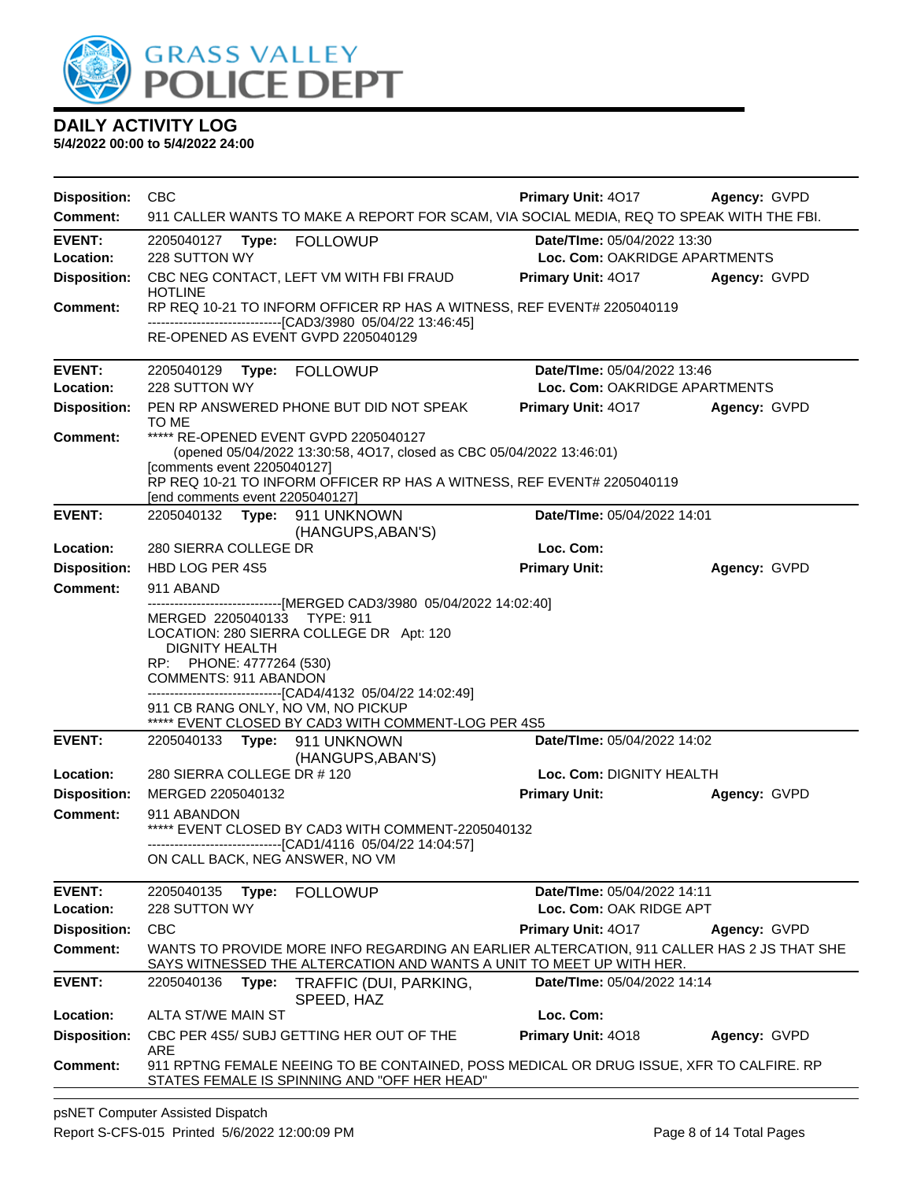# DAILY ACTIVITY LOG

**5/4/2022 00:00 to 5/4/2022 24:00**

**Disposition:** CBC **Primary Unit:** 4O17 **Agency:** GVPD
**Comment:** 911 CALLER WANTS TO MAKE A REPORT FOR SCAM, VIA SOCIAL MEDIA, REQ TO SPEAK WITH THE FBI.

---

**EVENT:** 2205040127 **Type:** FOLLOWUP **Date/TIme:** 05/04/2022 13:30
**Location:** 228 SUTTON WY **Loc. Com:** OAKRIDGE APARTMENTS
**Disposition:** CBC NEG CONTACT, LEFT VM WITH FBI FRAUD HOTLINE **Primary Unit:** 4O17 **Agency:** GVPD
**Comment:** RP REQ 10-21 TO INFORM OFFICER RP HAS A WITNESS, REF EVENT# 2205040119
-------------------------------[CAD3/3980 05/04/22 13:46:45]
RE-OPENED AS EVENT GVPD 2205040129

---

**EVENT:** 2205040129 **Type:** FOLLOWUP **Date/TIme:** 05/04/2022 13:46
**Location:** 228 SUTTON WY **Loc. Com:** OAKRIDGE APARTMENTS
**Disposition:** PEN RP ANSWERED PHONE BUT DID NOT SPEAK TO ME **Primary Unit:** 4O17 **Agency:** GVPD
**Comment:** ***** RE-OPENED EVENT GVPD 2205040127
(opened 05/04/2022 13:30:58, 4O17, closed as CBC 05/04/2022 13:46:01)
[comments event 2205040127]
RP REQ 10-21 TO INFORM OFFICER RP HAS A WITNESS, REF EVENT# 2205040119
[end comments event 2205040127]

---

**EVENT:** 2205040132 **Type:** 911 UNKNOWN (HANGUPS,ABAN'S) **Date/TIme:** 05/04/2022 14:01
**Location:** 280 SIERRA COLLEGE DR **Loc. Com:**
**Disposition:** HBD LOG PER 4S5 **Primary Unit:** **Agency:** GVPD
**Comment:** 911 ABAND
-------------------------------[MERGED CAD3/3980 05/04/2022 14:02:40]
MERGED 2205040133 TYPE: 911
LOCATION: 280 SIERRA COLLEGE DR Apt: 120
DIGNITY HEALTH
RP: PHONE: 4777264 (530)
COMMENTS: 911 ABANDON
-------------------------------[CAD4/4132 05/04/22 14:02:49]
911 CB RANG ONLY, NO VM, NO PICKUP
***** EVENT CLOSED BY CAD3 WITH COMMENT-LOG PER 4S5

---

**EVENT:** 2205040133 **Type:** 911 UNKNOWN (HANGUPS,ABAN'S) **Date/TIme:** 05/04/2022 14:02
**Location:** 280 SIERRA COLLEGE DR # 120 **Loc. Com:** DIGNITY HEALTH
**Disposition:** MERGED 2205040132 **Primary Unit:** **Agency:** GVPD
**Comment:** 911 ABANDON
***** EVENT CLOSED BY CAD3 WITH COMMENT-2205040132
-------------------------------[CAD1/4116 05/04/22 14:04:57]
ON CALL BACK, NEG ANSWER, NO VM

---

**EVENT:** 2205040135 **Type:** FOLLOWUP **Date/TIme:** 05/04/2022 14:11
**Location:** 228 SUTTON WY **Loc. Com:** OAK RIDGE APT
**Disposition:** CBC **Primary Unit:** 4O17 **Agency:** GVPD
**Comment:** WANTS TO PROVIDE MORE INFO REGARDING AN EARLIER ALTERCATION, 911 CALLER HAS 2 JS THAT SHE SAYS WITNESSED THE ALTERCATION AND WANTS A UNIT TO MEET UP WITH HER.

---

**EVENT:** 2205040136 **Type:** TRAFFIC (DUI, PARKING, SPEED, HAZ **Date/TIme:** 05/04/2022 14:14
**Location:** ALTA ST/WE MAIN ST **Loc. Com:**
**Disposition:** CBC PER 4S5/ SUBJ GETTING HER OUT OF THE ARE **Primary Unit:** 4O18 **Agency:** GVPD
**Comment:** 911 RPTNG FEMALE NEEING TO BE CONTAINED, POSS MEDICAL OR DRUG ISSUE, XFR TO CALFIRE. RP STATES FEMALE IS SPINNING AND "OFF HER HEAD"

---

psNET Computer Assisted Dispatch
Report S-CFS-015 Printed 5/6/2022 12:00:09 PM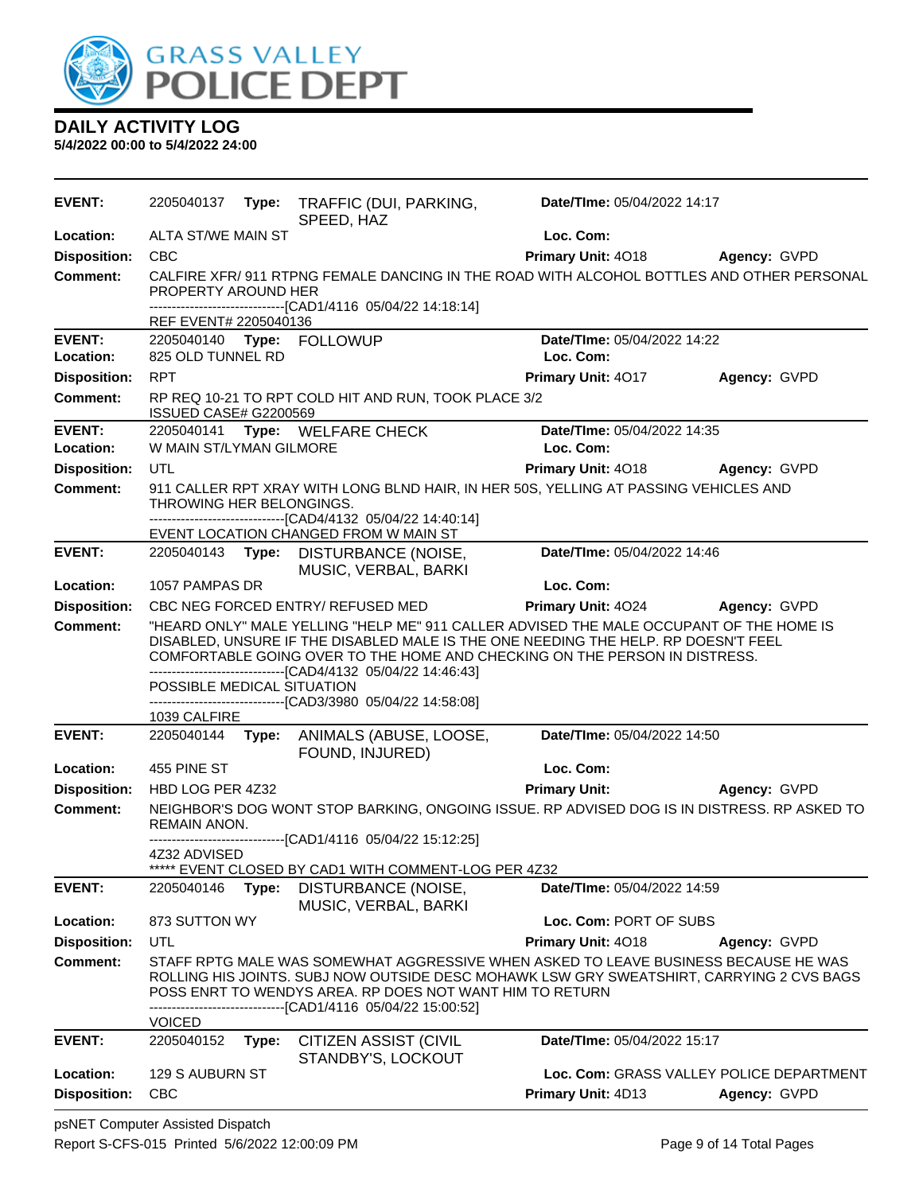# DAILY ACTIVITY LOG

**5/4/2022 00:00 to 5/4/2022 24:00**

---

**EVENT:** 2205040137 **Type:** TRAFFIC (DUI, PARKING, SPEED, HAZ **Date/TIme:** 05/04/2022 14:17
**Location:** ALTA ST/WE MAIN ST **Loc. Com:**
**Disposition:** CBC **Primary Unit:** 4O18 **Agency:** GVPD
**Comment:** CALFIRE XFR/ 911 RTPNG FEMALE DANCING IN THE ROAD WITH ALCOHOL BOTTLES AND OTHER PERSONAL PROPERTY AROUND HER
------------------------------[CAD1/4116 05/04/22 14:18:14]
REF EVENT# 2205040136

---

**EVENT:** 2205040140 **Type:** FOLLOWUP **Date/TIme:** 05/04/2022 14:22
**Location:** 825 OLD TUNNEL RD **Loc. Com:**
**Disposition:** RPT **Primary Unit:** 4O17 **Agency:** GVPD
**Comment:** RP REQ 10-21 TO RPT COLD HIT AND RUN, TOOK PLACE 3/2
ISSUED CASE# G2200569

---

**EVENT:** 2205040141 **Type:** WELFARE CHECK **Date/TIme:** 05/04/2022 14:35
**Location:** W MAIN ST/LYMAN GILMORE **Loc. Com:**
**Disposition:** UTL **Primary Unit:** 4O18 **Agency:** GVPD
**Comment:** 911 CALLER RPT XRAY WITH LONG BLND HAIR, IN HER 50S, YELLING AT PASSING VEHICLES AND THROWING HER BELONGINGS.
------------------------------[CAD4/4132 05/04/22 14:40:14]
EVENT LOCATION CHANGED FROM W MAIN ST

---

**EVENT:** 2205040143 **Type:** DISTURBANCE (NOISE, MUSIC, VERBAL, BARKI **Date/TIme:** 05/04/2022 14:46
**Location:** 1057 PAMPAS DR **Loc. Com:**
**Disposition:** CBC NEG FORCED ENTRY/ REFUSED MED **Primary Unit:** 4O24 **Agency:** GVPD
**Comment:** "HEARD ONLY" MALE YELLING "HELP ME" 911 CALLER ADVISED THE MALE OCCUPANT OF THE HOME IS DISABLED, UNSURE IF THE DISABLED MALE IS THE ONE NEEDING THE HELP. RP DOESN'T FEEL COMFORTABLE GOING OVER TO THE HOME AND CHECKING ON THE PERSON IN DISTRESS.
------------------------------[CAD4/4132 05/04/22 14:46:43]
POSSIBLE MEDICAL SITUATION
------------------------------[CAD3/3980 05/04/22 14:58:08]
1039 CALFIRE

---

**EVENT:** 2205040144 **Type:** ANIMALS (ABUSE, LOOSE, FOUND, INJURED) **Date/TIme:** 05/04/2022 14:50
**Location:** 455 PINE ST **Loc. Com:**
**Disposition:** HBD LOG PER 4Z32 **Primary Unit:** **Agency:** GVPD
**Comment:** NEIGHBOR'S DOG WONT STOP BARKING, ONGOING ISSUE. RP ADVISED DOG IS IN DISTRESS. RP ASKED TO REMAIN ANON.
------------------------------[CAD1/4116 05/04/22 15:12:25]
4Z32 ADVISED
***** EVENT CLOSED BY CAD1 WITH COMMENT-LOG PER 4Z32

---

**EVENT:** 2205040146 **Type:** DISTURBANCE (NOISE, MUSIC, VERBAL, BARKI **Date/TIme:** 05/04/2022 14:59
**Location:** 873 SUTTON WY **Loc. Com:** PORT OF SUBS
**Disposition:** UTL **Primary Unit:** 4O18 **Agency:** GVPD
**Comment:** STAFF RPTG MALE WAS SOMEWHAT AGGRESSIVE WHEN ASKED TO LEAVE BUSINESS BECAUSE HE WAS ROLLING HIS JOINTS. SUBJ NOW OUTSIDE DESC MOHAWK LSW GRY SWEATSHIRT, CARRYING 2 CVS BAGS POSS ENRT TO WENDYS AREA. RP DOES NOT WANT HIM TO RETURN
------------------------------[CAD1/4116 05/04/22 15:00:52]
VOICED

---

**EVENT:** 2205040152 **Type:** CITIZEN ASSIST (CIVIL STANDBY'S, LOCKOUT **Date/TIme:** 05/04/2022 15:17
**Location:** 129 S AUBURN ST **Loc. Com:** GRASS VALLEY POLICE DEPARTMENT
**Disposition:** CBC **Primary Unit:** 4D13 **Agency:** GVPD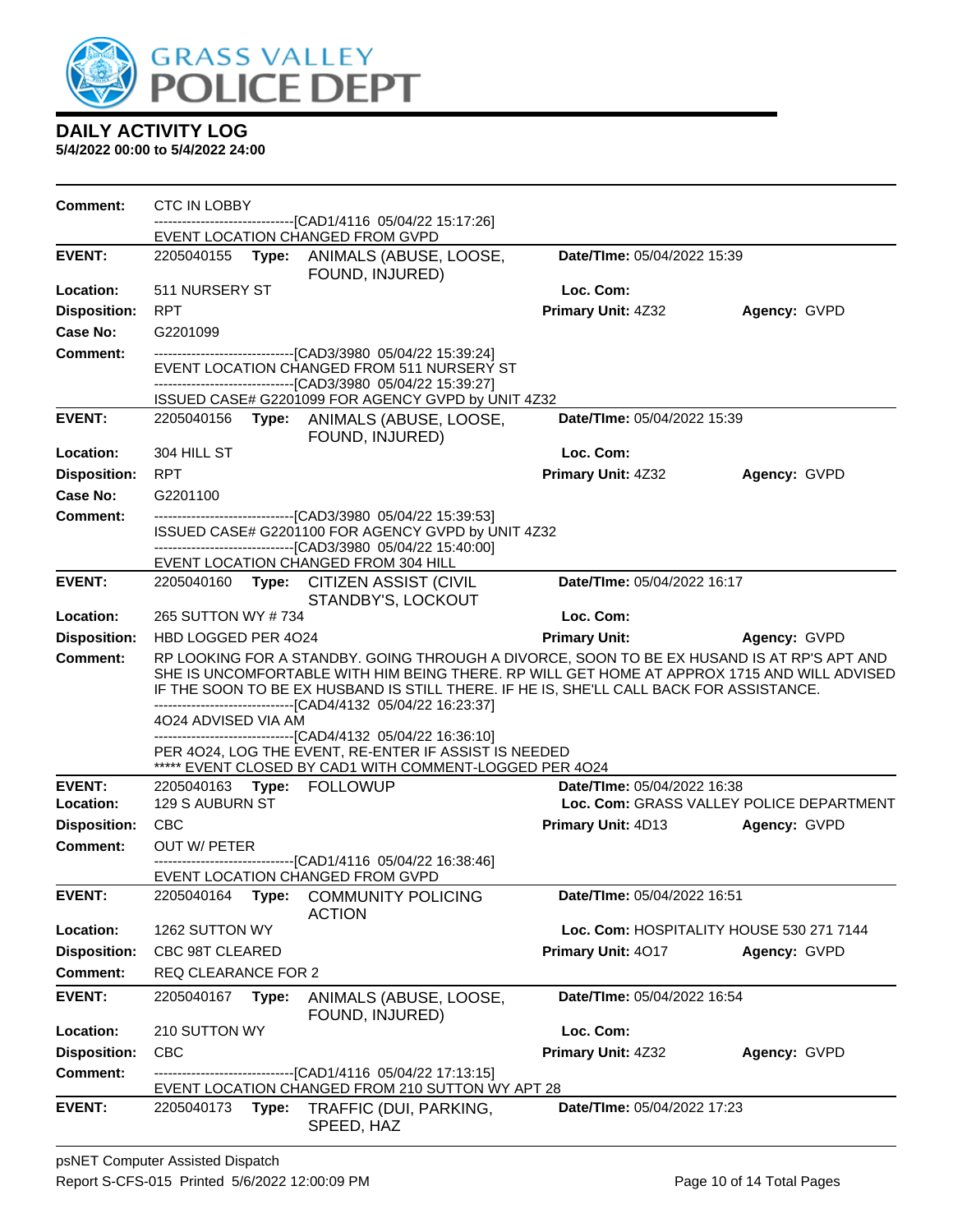# DAILY ACTIVITY LOG

**5/4/2022 00:00 to 5/4/2022 24:00**

**Comment:** CTC IN LOBBY
------------------------------[CAD1/4116 05/04/22 15:17:26]
EVENT LOCATION CHANGED FROM GVPD

---

**EVENT:** 2205040155 **Type:** ANIMALS (ABUSE, LOOSE, FOUND, INJURED) **Date/TIme:** 05/04/2022 15:39
**Location:** 511 NURSERY ST **Loc. Com:**
**Disposition:** RPT **Primary Unit:** 4Z32 **Agency:** GVPD
**Case No:** G2201099
**Comment:**
------------------------------[CAD3/3980 05/04/22 15:39:24]
EVENT LOCATION CHANGED FROM 511 NURSERY ST
------------------------------[CAD3/3980 05/04/22 15:39:27]
ISSUED CASE# G2201099 FOR AGENCY GVPD by UNIT 4Z32

---

**EVENT:** 2205040156 **Type:** ANIMALS (ABUSE, LOOSE, FOUND, INJURED) **Date/TIme:** 05/04/2022 15:39
**Location:** 304 HILL ST **Loc. Com:**
**Disposition:** RPT **Primary Unit:** 4Z32 **Agency:** GVPD
**Case No:** G2201100
**Comment:**
------------------------------[CAD3/3980 05/04/22 15:39:53]
ISSUED CASE# G2201100 FOR AGENCY GVPD by UNIT 4Z32
------------------------------[CAD3/3980 05/04/22 15:40:00]
EVENT LOCATION CHANGED FROM 304 HILL

---

**EVENT:** 2205040160 **Type:** CITIZEN ASSIST (CIVIL STANDBY'S, LOCKOUT **Date/TIme:** 05/04/2022 16:17
**Location:** 265 SUTTON WY # 734 **Loc. Com:**
**Disposition:** HBD LOGGED PER 4O24 **Primary Unit:** **Agency:** GVPD
**Comment:** RP LOOKING FOR A STANDBY. GOING THROUGH A DIVORCE, SOON TO BE EX HUSAND IS AT RP'S APT AND SHE IS UNCOMFORTABLE WITH HIM BEING THERE. RP WILL GET HOME AT APPROX 1715 AND WILL ADVISED IF THE SOON TO BE EX HUSBAND IS STILL THERE. IF HE IS, SHE'LL CALL BACK FOR ASSISTANCE.
------------------------------[CAD4/4132 05/04/22 16:23:37]
4O24 ADVISED VIA AM
------------------------------[CAD4/4132 05/04/22 16:36:10]
PER 4O24, LOG THE EVENT, RE-ENTER IF ASSIST IS NEEDED
***** EVENT CLOSED BY CAD1 WITH COMMENT-LOGGED PER 4O24

---

**EVENT:** 2205040163 **Type:** FOLLOWUP **Date/TIme:** 05/04/2022 16:38
**Location:** 129 S AUBURN ST **Loc. Com:** GRASS VALLEY POLICE DEPARTMENT
**Disposition:** CBC **Primary Unit:** 4D13 **Agency:** GVPD
**Comment:** OUT W/ PETER
------------------------------[CAD1/4116 05/04/22 16:38:46]
EVENT LOCATION CHANGED FROM GVPD

---

**EVENT:** 2205040164 **Type:** COMMUNITY POLICING ACTION **Date/TIme:** 05/04/2022 16:51
**Location:** 1262 SUTTON WY **Loc. Com:** HOSPITALITY HOUSE 530 271 7144
**Disposition:** CBC 98T CLEARED **Primary Unit:** 4O17 **Agency:** GVPD
**Comment:** REQ CLEARANCE FOR 2

---

**EVENT:** 2205040167 **Type:** ANIMALS (ABUSE, LOOSE, FOUND, INJURED) **Date/TIme:** 05/04/2022 16:54
**Location:** 210 SUTTON WY **Loc. Com:**
**Disposition:** CBC **Primary Unit:** 4Z32 **Agency:** GVPD
**Comment:**
------------------------------[CAD1/4116 05/04/22 17:13:15]
EVENT LOCATION CHANGED FROM 210 SUTTON WY APT 28

---

**EVENT:** 2205040173 **Type:** TRAFFIC (DUI, PARKING, SPEED, HAZ **Date/TIme:** 05/04/2022 17:23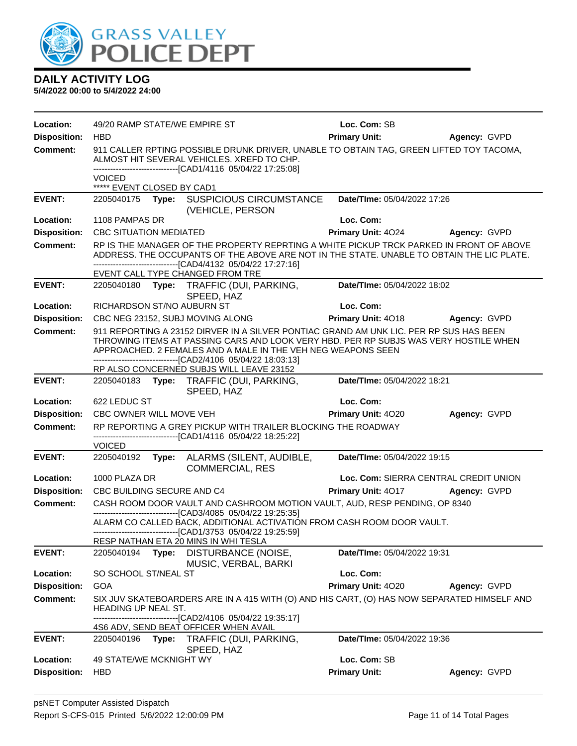# DAILY ACTIVITY LOG

**5/4/2022 00:00 to 5/4/2022 24:00**

**Location:** 49/20 RAMP STATE/WE EMPIRE ST **Loc. Com:** SB
**Disposition:** HBD **Primary Unit:** **Agency:** GVPD
**Comment:** 911 CALLER RPTING POSSIBLE DRUNK DRIVER, UNABLE TO OBTAIN TAG, GREEN LIFTED TOY TACOMA, ALMOST HIT SEVERAL VEHICLES. XREFD TO CHP.
------------------------------[CAD1/4116 05/04/22 17:25:08]
VOICED
***** EVENT CLOSED BY CAD1

---

**EVENT:** 2205040175 **Type:** SUSPICIOUS CIRCUMSTANCE (VEHICLE, PERSON **Date/TIme:** 05/04/2022 17:26
**Location:** 1108 PAMPAS DR **Loc. Com:**
**Disposition:** CBC SITUATION MEDIATED **Primary Unit:** 4O24 **Agency:** GVPD
**Comment:** RP IS THE MANAGER OF THE PROPERTY REPRTING A WHITE PICKUP TRCK PARKED IN FRONT OF ABOVE ADDRESS. THE OCCUPANTS OF THE ABOVE ARE NOT IN THE STATE. UNABLE TO OBTAIN THE LIC PLATE.
------------------------------[CAD4/4132 05/04/22 17:27:16]
EVENT CALL TYPE CHANGED FROM TRE

---

**EVENT:** 2205040180 **Type:** TRAFFIC (DUI, PARKING, SPEED, HAZ **Date/TIme:** 05/04/2022 18:02
**Location:** RICHARDSON ST/NO AUBURN ST **Loc. Com:**
**Disposition:** CBC NEG 23152, SUBJ MOVING ALONG **Primary Unit:** 4O18 **Agency:** GVPD
**Comment:** 911 REPORTING A 23152 DIRVER IN A SILVER PONTIAC GRAND AM UNK LIC. PER RP SUS HAS BEEN THROWING ITEMS AT PASSING CARS AND LOOK VERY HBD. PER RP SUBJS WAS VERY HOSTILE WHEN APPROACHED. 2 FEMALES AND A MALE IN THE VEH NEG WEAPONS SEEN
------------------------------[CAD2/4106 05/04/22 18:03:13]
RP ALSO CONCERNED SUBJS WILL LEAVE 23152

---

**EVENT:** 2205040183 **Type:** TRAFFIC (DUI, PARKING, SPEED, HAZ **Date/TIme:** 05/04/2022 18:21
**Location:** 622 LEDUC ST **Loc. Com:**
**Disposition:** CBC OWNER WILL MOVE VEH **Primary Unit:** 4O20 **Agency:** GVPD
**Comment:** RP REPORTING A GREY PICKUP WITH TRAILER BLOCKING THE ROADWAY
------------------------------[CAD1/4116 05/04/22 18:25:22]
VOICED

---

**EVENT:** 2205040192 **Type:** ALARMS (SILENT, AUDIBLE, COMMERCIAL, RES **Date/TIme:** 05/04/2022 19:15
**Location:** 1000 PLAZA DR **Loc. Com:** SIERRA CENTRAL CREDIT UNION
**Disposition:** CBC BUILDING SECURE AND C4 **Primary Unit:** 4O17 **Agency:** GVPD
**Comment:** CASH ROOM DOOR VAULT AND CASHROOM MOTION VAULT, AUD, RESP PENDING, OP 8340
------------------------------[CAD3/4085 05/04/22 19:25:35]
ALARM CO CALLED BACK, ADDITIONAL ACTIVATION FROM CASH ROOM DOOR VAULT.
------------------------------[CAD1/3753 05/04/22 19:25:59]
RESP NATHAN ETA 20 MINS IN WHI TESLA

---

**EVENT:** 2205040194 **Type:** DISTURBANCE (NOISE, MUSIC, VERBAL, BARKI **Date/TIme:** 05/04/2022 19:31
**Location:** SO SCHOOL ST/NEAL ST **Loc. Com:**
**Disposition:** GOA **Primary Unit:** 4O20 **Agency:** GVPD
**Comment:** SIX JUV SKATEBOARDERS ARE IN A 415 WITH (O) AND HIS CART, (O) HAS NOW SEPARATED HIMSELF AND HEADING UP NEAL ST.
------------------------------[CAD2/4106 05/04/22 19:35:17]
4S6 ADV, SEND BEAT OFFICER WHEN AVAIL

---

**EVENT:** 2205040196 **Type:** TRAFFIC (DUI, PARKING, SPEED, HAZ **Date/TIme:** 05/04/2022 19:36
**Location:** 49 STATE/WE MCKNIGHT WY **Loc. Com:** SB
**Disposition:** HBD **Primary Unit:** **Agency:** GVPD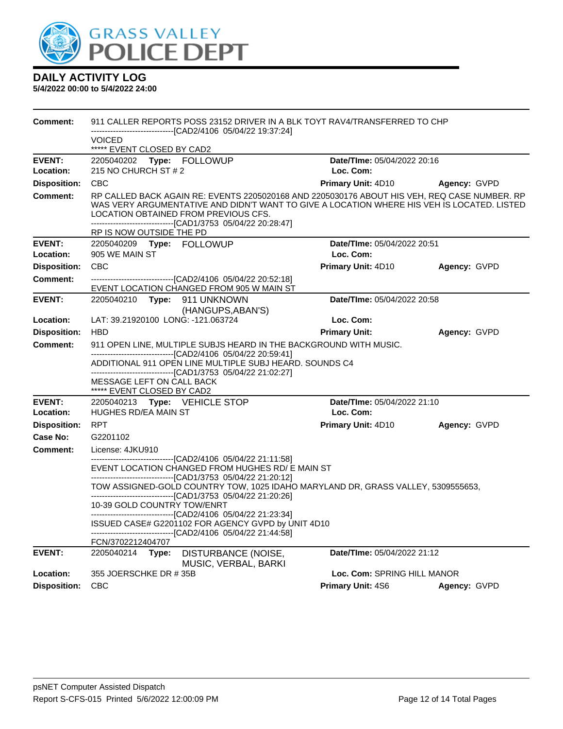# DAILY ACTIVITY LOG

**5/4/2022 00:00 to 5/4/2022 24:00**

**Comment:** 911 CALLER REPORTS POSS 23152 DRIVER IN A BLK TOYT RAV4/TRANSFERRED TO CHP
------------------------------[CAD2/4106 05/04/22 19:37:24]
VOICED
***** EVENT CLOSED BY CAD2

---

**EVENT:** 2205040202 **Type:** FOLLOWUP **Date/TIme:** 05/04/2022 20:16
**Location:** 215 NO CHURCH ST # 2 **Loc. Com:**
**Disposition:** CBC **Primary Unit:** 4D10 **Agency:** GVPD
**Comment:** RP CALLED BACK AGAIN RE: EVENTS 2205020168 AND 2205030176 ABOUT HIS VEH, REQ CASE NUMBER. RP WAS VERY ARGUMENTATIVE AND DIDN'T WANT TO GIVE A LOCATION WHERE HIS VEH IS LOCATED. LISTED LOCATION OBTAINED FROM PREVIOUS CFS.
------------------------------[CAD1/3753 05/04/22 20:28:47]
RP IS NOW OUTSIDE THE PD

---

**EVENT:** 2205040209 **Type:** FOLLOWUP **Date/TIme:** 05/04/2022 20:51
**Location:** 905 WE MAIN ST **Loc. Com:**
**Disposition:** CBC **Primary Unit:** 4D10 **Agency:** GVPD
**Comment:** ------------------------------[CAD2/4106 05/04/22 20:52:18]
EVENT LOCATION CHANGED FROM 905 W MAIN ST

---

**EVENT:** 2205040210 **Type:** 911 UNKNOWN (HANGUPS,ABAN'S) **Date/TIme:** 05/04/2022 20:58
**Location:** LAT: 39.21920100 LONG: -121.063724 **Loc. Com:**
**Disposition:** HBD **Primary Unit:** **Agency:** GVPD
**Comment:** 911 OPEN LINE, MULTIPLE SUBJS HEARD IN THE BACKGROUND WITH MUSIC.
------------------------------[CAD2/4106 05/04/22 20:59:41]
ADDITIONAL 911 OPEN LINE MULTIPLE SUBJ HEARD. SOUNDS C4
------------------------------[CAD1/3753 05/04/22 21:02:27]
MESSAGE LEFT ON CALL BACK
***** EVENT CLOSED BY CAD2

---

**EVENT:** 2205040213 **Type:** VEHICLE STOP **Date/TIme:** 05/04/2022 21:10
**Location:** HUGHES RD/EA MAIN ST **Loc. Com:**
**Disposition:** RPT **Primary Unit:** 4D10 **Agency:** GVPD
**Case No:** G2201102
**Comment:** License: 4JKU910
------------------------------[CAD2/4106 05/04/22 21:11:58]
EVENT LOCATION CHANGED FROM HUGHES RD/ E MAIN ST
------------------------------[CAD1/3753 05/04/22 21:20:12]
TOW ASSIGNED-GOLD COUNTRY TOW, 1025 IDAHO MARYLAND DR, GRASS VALLEY, 5309555653,
------------------------------[CAD1/3753 05/04/22 21:20:26]
10-39 GOLD COUNTRY TOW/ENRT
------------------------------[CAD2/4106 05/04/22 21:23:34]
ISSUED CASE# G2201102 FOR AGENCY GVPD by UNIT 4D10
------------------------------[CAD2/4106 05/04/22 21:44:58]
FCN/3702212404707

---

**EVENT:** 2205040214 **Type:** DISTURBANCE (NOISE, MUSIC, VERBAL, BARKI **Date/TIme:** 05/04/2022 21:12
**Location:** 355 JOERSCHKE DR # 35B **Loc. Com:** SPRING HILL MANOR
**Disposition:** CBC **Primary Unit:** 4S6 **Agency:** GVPD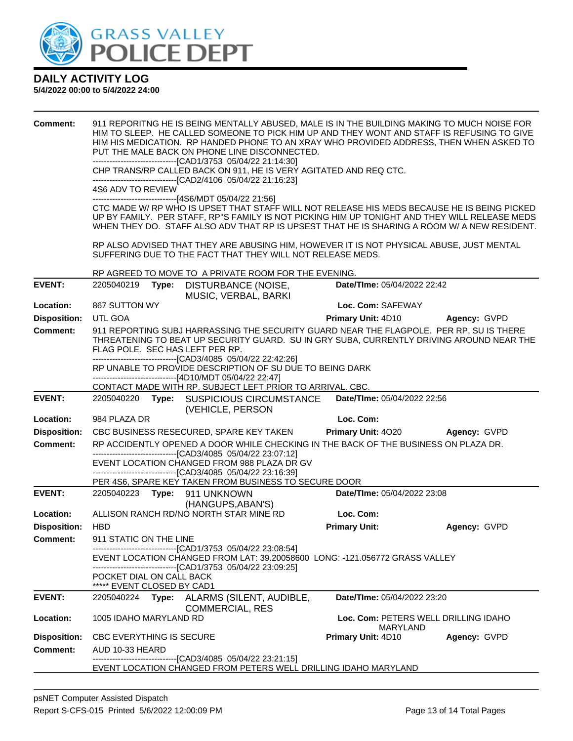# DAILY ACTIVITY LOG

**5/4/2022 00:00 to 5/4/2022 24:00**

**Comment:** 911 REPORITNG HE IS BEING MENTALLY ABUSED, MALE IS IN THE BUILDING MAKING TO MUCH NOISE FOR HIM TO SLEEP. HE CALLED SOMEONE TO PICK HIM UP AND THEY WONT AND STAFF IS REFUSING TO GIVE HIM HIS MEDICATION. RP HANDED PHONE TO AN XRAY WHO PROVIDED ADDRESS, THEN WHEN ASKED TO PUT THE MALE BACK ON PHONE LINE DISCONNECTED.
------------------------------[CAD1/3753 05/04/22 21:14:30]
CHP TRANS/RP CALLED BACK ON 911, HE IS VERY AGITATED AND REQ CTC.
------------------------------[CAD2/4106 05/04/22 21:16:23]
4S6 ADV TO REVIEW
------------------------------[4S6/MDT 05/04/22 21:56]
CTC MADE W/ RP WHO IS UPSET THAT STAFF WILL NOT RELEASE HIS MEDS BECAUSE HE IS BEING PICKED UP BY FAMILY. PER STAFF, RP"S FAMILY IS NOT PICKING HIM UP TONIGHT AND THEY WILL RELEASE MEDS WHEN THEY DO. STAFF ALSO ADV THAT RP IS UPSEST THAT HE IS SHARING A ROOM W/ A NEW RESIDENT.

RP ALSO ADVISED THAT THEY ARE ABUSING HIM, HOWEVER IT IS NOT PHYSICAL ABUSE, JUST MENTAL SUFFERING DUE TO THE FACT THAT THEY WILL NOT RELEASE MEDS.

RP AGREED TO MOVE TO A PRIVATE ROOM FOR THE EVENING.

---

**EVENT:** 2205040219 **Type:** DISTURBANCE (NOISE, MUSIC, VERBAL, BARKI **Date/TIme:** 05/04/2022 22:42
**Location:** 867 SUTTON WY **Loc. Com:** SAFEWAY
**Disposition:** UTL GOA **Primary Unit:** 4D10 **Agency:** GVPD
**Comment:** 911 REPORTING SUBJ HARRASSING THE SECURITY GUARD NEAR THE FLAGPOLE. PER RP, SU IS THERE THREATENING TO BEAT UP SECURITY GUARD. SU IN GRY SUBA, CURRENTLY DRIVING AROUND NEAR THE FLAG POLE. SEC HAS LEFT PER RP.
------------------------------[CAD3/4085 05/04/22 22:42:26]
RP UNABLE TO PROVIDE DESCRIPTION OF SU DUE TO BEING DARK
------------------------------[4D10/MDT 05/04/22 22:47]
CONTACT MADE WITH RP. SUBJECT LEFT PRIOR TO ARRIVAL. CBC.

---

**EVENT:** 2205040220 **Type:** SUSPICIOUS CIRCUMSTANCE (VEHICLE, PERSON **Date/TIme:** 05/04/2022 22:56
**Location:** 984 PLAZA DR **Loc. Com:**
**Disposition:** CBC BUSINESS RESECURED, SPARE KEY TAKEN **Primary Unit:** 4O20 **Agency:** GVPD
**Comment:** RP ACCIDENTLY OPENED A DOOR WHILE CHECKING IN THE BACK OF THE BUSINESS ON PLAZA DR.
------------------------------[CAD3/4085 05/04/22 23:07:12]
EVENT LOCATION CHANGED FROM 988 PLAZA DR GV
------------------------------[CAD3/4085 05/04/22 23:16:39]
PER 4S6, SPARE KEY TAKEN FROM BUSINESS TO SECURE DOOR

---

**EVENT:** 2205040223 **Type:** 911 UNKNOWN (HANGUPS,ABAN'S) **Date/TIme:** 05/04/2022 23:08
**Location:** ALLISON RANCH RD/NO NORTH STAR MINE RD **Loc. Com:**
**Disposition:** HBD **Primary Unit:** **Agency:** GVPD
**Comment:** 911 STATIC ON THE LINE
------------------------------[CAD1/3753 05/04/22 23:08:54]
EVENT LOCATION CHANGED FROM LAT: 39.20058600 LONG: -121.056772 GRASS VALLEY
------------------------------[CAD1/3753 05/04/22 23:09:25]
POCKET DIAL ON CALL BACK
***** EVENT CLOSED BY CAD1

---

**EVENT:** 2205040224 **Type:** ALARMS (SILENT, AUDIBLE, COMMERCIAL, RES **Date/TIme:** 05/04/2022 23:20
**Location:** 1005 IDAHO MARYLAND RD **Loc. Com:** PETERS WELL DRILLING IDAHO MARYLAND
**Disposition:** CBC EVERYTHING IS SECURE **Primary Unit:** 4D10 **Agency:** GVPD
**Comment:** AUD 10-33 HEARD
------------------------------[CAD3/4085 05/04/22 23:21:15]
EVENT LOCATION CHANGED FROM PETERS WELL DRILLING IDAHO MARYLAND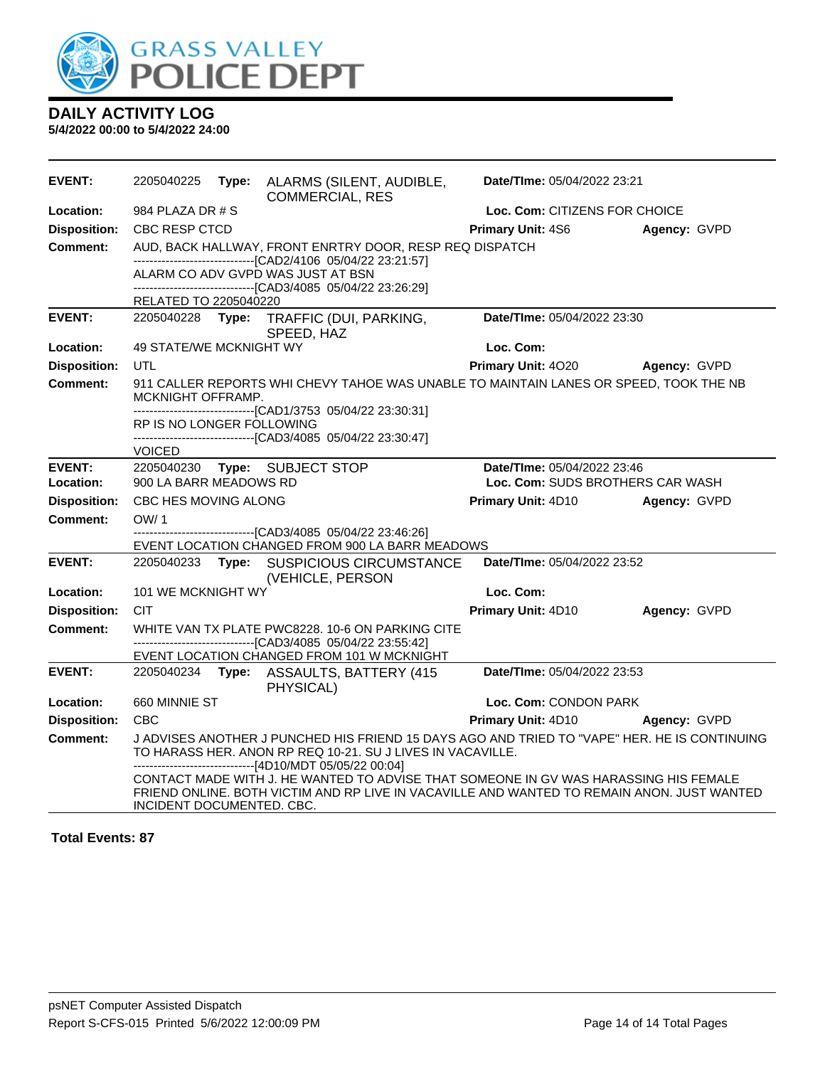# DAILY ACTIVITY LOG

**5/4/2022 00:00 to 5/4/2022 24:00**

| | | | |
|---|---|---|---|
| **EVENT:** | 2205040225 **Type:** ALARMS (SILENT, AUDIBLE, COMMERCIAL, RES | **Date/TIme:** 05/04/2022 23:21 | |
| **Location:** | 984 PLAZA DR # S | **Loc. Com:** CITIZENS FOR CHOICE | |
| **Disposition:** | CBC RESP CTCD | **Primary Unit:** 4S6 | **Agency:** GVPD |
| **Comment:** | AUD, BACK HALLWAY, FRONT ENRTRY DOOR, RESP REQ DISPATCH<br>------------------------------[CAD2/4106 05/04/22 23:21:57]<br>ALARM CO ADV GVPD WAS JUST AT BSN<br>------------------------------[CAD3/4085 05/04/22 23:26:29]<br>RELATED TO 2205040220 | | |
| **EVENT:** | 2205040228 **Type:** TRAFFIC (DUI, PARKING, SPEED, HAZ | **Date/TIme:** 05/04/2022 23:30 | |
| **Location:** | 49 STATE/WE MCKNIGHT WY | **Loc. Com:** | |
| **Disposition:** | UTL | **Primary Unit:** 4O20 | **Agency:** GVPD |
| **Comment:** | 911 CALLER REPORTS WHI CHEVY TAHOE WAS UNABLE TO MAINTAIN LANES OR SPEED, TOOK THE NB MCKNIGHT OFFRAMP.<br>------------------------------[CAD1/3753 05/04/22 23:30:31]<br>RP IS NO LONGER FOLLOWING<br>------------------------------[CAD3/4085 05/04/22 23:30:47]<br>VOICED | | |
| **EVENT:** | 2205040230 **Type:** SUBJECT STOP | **Date/TIme:** 05/04/2022 23:46 | |
| **Location:** | 900 LA BARR MEADOWS RD | **Loc. Com:** SUDS BROTHERS CAR WASH | |
| **Disposition:** | CBC HES MOVING ALONG | **Primary Unit:** 4D10 | **Agency:** GVPD |
| **Comment:** | OW/ 1<br>------------------------------[CAD3/4085 05/04/22 23:46:26]<br>EVENT LOCATION CHANGED FROM 900 LA BARR MEADOWS | | |
| **EVENT:** | 2205040233 **Type:** SUSPICIOUS CIRCUMSTANCE (VEHICLE, PERSON | **Date/TIme:** 05/04/2022 23:52 | |
| **Location:** | 101 WE MCKNIGHT WY | **Loc. Com:** | |
| **Disposition:** | CIT | **Primary Unit:** 4D10 | **Agency:** GVPD |
| **Comment:** | WHITE VAN TX PLATE PWC8228. 10-6 ON PARKING CITE<br>------------------------------[CAD3/4085 05/04/22 23:55:42]<br>EVENT LOCATION CHANGED FROM 101 W MCKNIGHT | | |
| **EVENT:** | 2205040234 **Type:** ASSAULTS, BATTERY (415 PHYSICAL) | **Date/TIme:** 05/04/2022 23:53 | |
| **Location:** | 660 MINNIE ST | **Loc. Com:** CONDON PARK | |
| **Disposition:** | CBC | **Primary Unit:** 4D10 | **Agency:** GVPD |
| **Comment:** | J ADVISES ANOTHER J PUNCHED HIS FRIEND 15 DAYS AGO AND TRIED TO "VAPE" HER. HE IS CONTINUING TO HARASS HER. ANON RP REQ 10-21. SU J LIVES IN VACAVILLE.<br>------------------------------[4D10/MDT 05/05/22 00:04]<br>CONTACT MADE WITH J. HE WANTED TO ADVISE THAT SOMEONE IN GV WAS HARASSING HIS FEMALE FRIEND ONLINE. BOTH VICTIM AND RP LIVE IN VACAVILLE AND WANTED TO REMAIN ANON. JUST WANTED INCIDENT DOCUMENTED. CBC. | | |

**Total Events: 87**